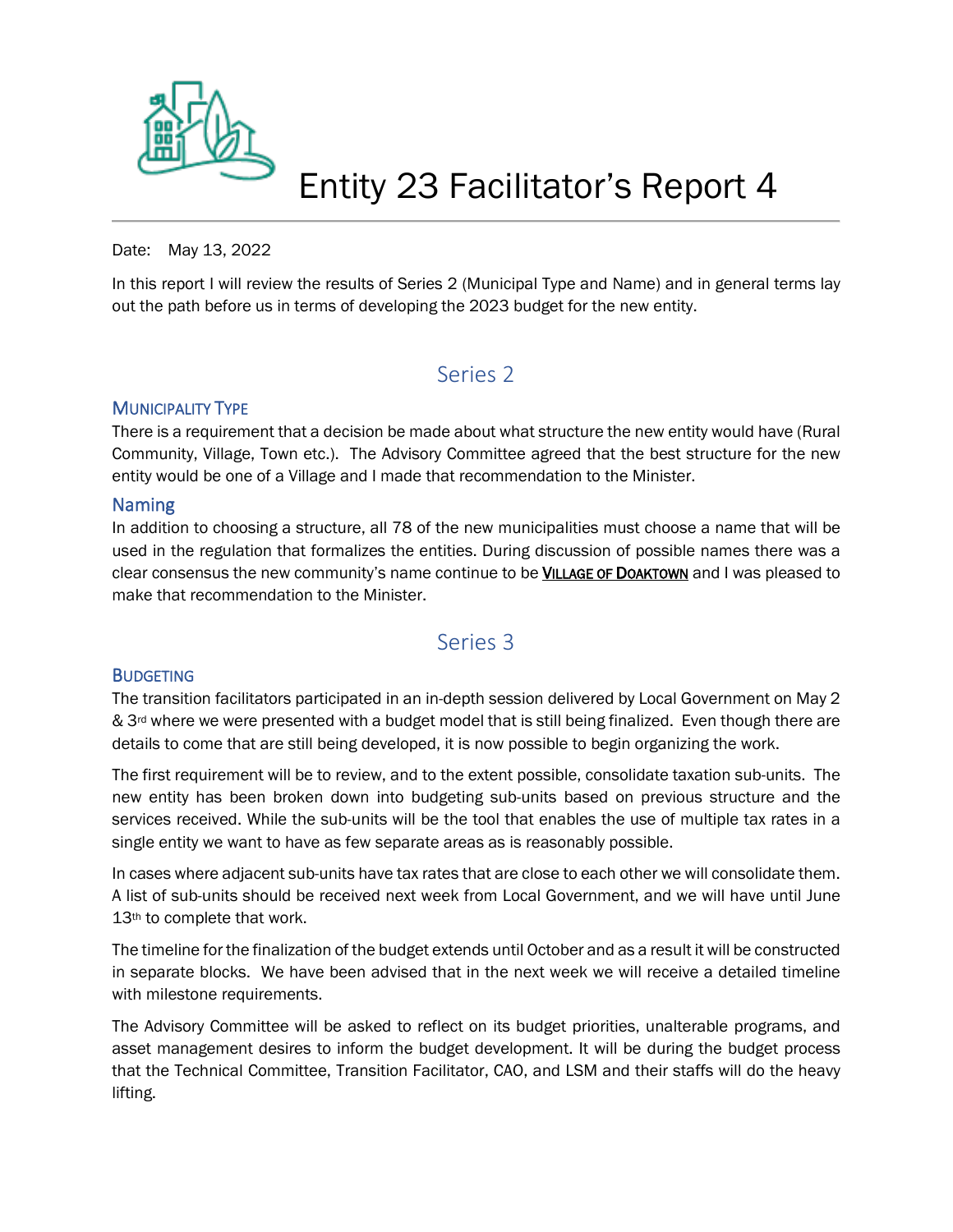# Entity 23 Facilitator's Report 4

Date: May 13, 2022

In this report I will review the results of Series 2 (Municipal Type and Name) and in general terms lay out the path before us in terms of developing the 2023 budget for the new entity.

## Series 2

### Municipality Type

There is a requirement that a decision be made about what structure the new entity would have (Rural Community, Village, Town etc.). The Advisory Committee agreed that the best structure for the new entity would be one of a Village and I made that recommendation to the Minister.

### Naming

In addition to choosing a structure, all 78 of the new municipalities must choose a name that will be used in the regulation that formalizes the entities. During discussion of possible names there was a clear consensus the new community's name continue to be **VILLAGE OF DOAKTOWN** and I was pleased to make that recommendation to the Minister.

## Series 3

### Budgeting

The transition facilitators participated in an in-depth session delivered by Local Government on May 2 & 3rd where we were presented with a budget model that is still being finalized. Even though there are details to come that are still being developed, it is now possible to begin organizing the work.

The first requirement will be to review, and to the extent possible, consolidate taxation sub-units. The new entity has been broken down into budgeting sub-units based on previous structure and the services received. While the sub-units will be the tool that enables the use of multiple tax rates in a single entity we want to have as few separate areas as is reasonably possible.

In cases where adjacent sub-units have tax rates that are close to each other we will consolidate them. A list of sub-units should be received next week from Local Government, and we will have until June 13th to complete that work.

The timeline for the finalization of the budget extends until October and as a result it will be constructed in separate blocks. We have been advised that in the next week we will receive a detailed timeline with milestone requirements.

The Advisory Committee will be asked to reflect on its budget priorities, unalterable programs, and asset management desires to inform the budget development. It will be during the budget process that the Technical Committee, Transition Facilitator, CAO, and LSM and their staffs will do the heavy lifting.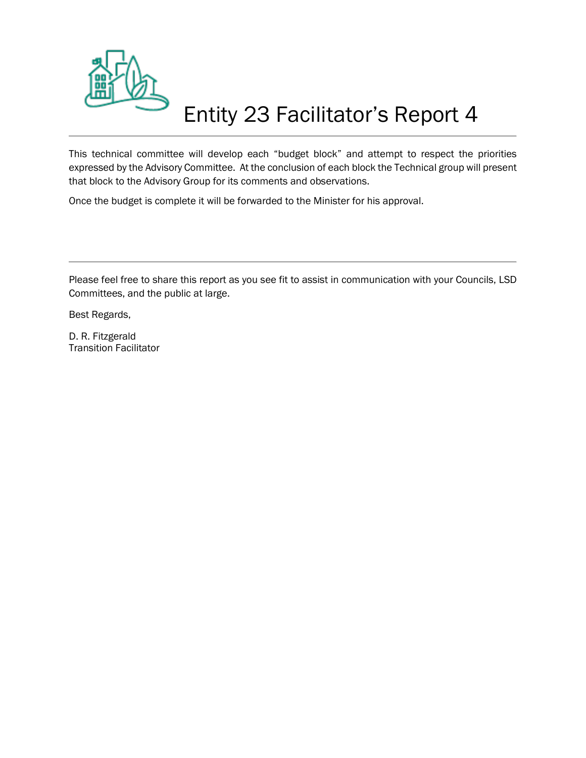# Entity 23 Facilitator's Report 4

This technical committee will develop each "budget block" and attempt to respect the priorities expressed by the Advisory Committee. At the conclusion of each block the Technical group will present that block to the Advisory Group for its comments and observations.

Once the budget is complete it will be forwarded to the Minister for his approval.

---

Please feel free to share this report as you see fit to assist in communication with your Councils, LSD Committees, and the public at large.

Best Regards,

D. R. Fitzgerald
Transition Facilitator